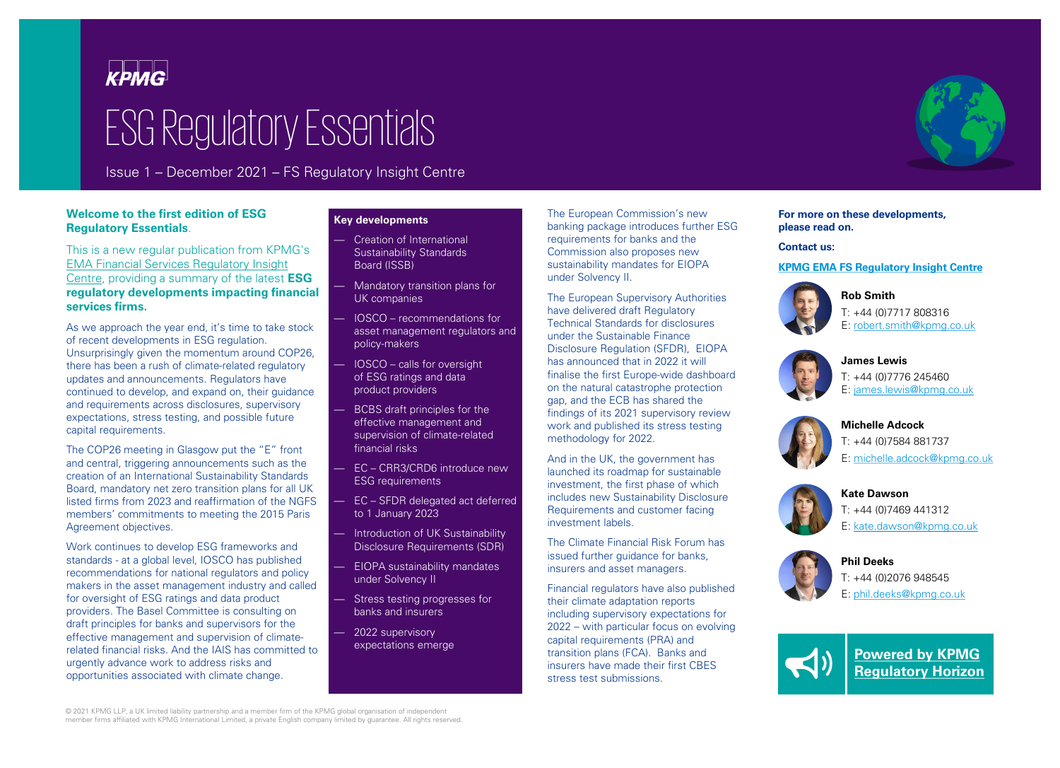KPMG

# ESG Regulatory Essentials

Issue 1 – December 2021 – FS Regulatory Insight Centre

**Welcome to the first edition of ESG Regulatory Essentials**.

This is a new regular publication from KPMG's EMA Financial Services Regulatory Insight Centre, providing a summary of the latest **ESG regulatory developments impacting financial services firms.**

As we approach the year end, it's time to take stock of recent developments in ESG regulation. Unsurprisingly given the momentum around COP26, there has been a rush of climate-related regulatory updates and announcements. Regulators have continued to develop, and expand on, their guidance and requirements across disclosures, supervisory expectations, stress testing, and possible future capital requirements.

The COP26 meeting in Glasgow put the "E" front and central, triggering announcements such as the creation of an International Sustainability Standards Board, mandatory net zero transition plans for all UK listed firms from 2023 and reaffirmation of the NGFS members' commitments to meeting the 2015 Paris Agreement objectives.

Work continues to develop ESG frameworks and standards - at a global level, IOSCO has published recommendations for national regulators and policy makers in the asset management industry and called for oversight of ESG ratings and data product providers. The Basel Committee is consulting on draft principles for banks and supervisors for the effective management and supervision of climate-related financial risks. And the IAIS has committed to urgently advance work to address risks and opportunities associated with climate change.

**Key developments**

- Creation of International Sustainability Standards Board (ISSB)
- Mandatory transition plans for UK companies
- IOSCO – recommendations for asset management regulators and policy-makers
- IOSCO – calls for oversight of ESG ratings and data product providers
- BCBS draft principles for the effective management and supervision of climate-related financial risks
- EC – CRR3/CRD6 introduce new ESG requirements
- EC – SFDR delegated act deferred to 1 January 2023
- Introduction of UK Sustainability Disclosure Requirements (SDR)
- EIOPA sustainability mandates under Solvency II
- Stress testing progresses for banks and insurers
- 2022 supervisory expectations emerge

The European Commission's new banking package introduces further ESG requirements for banks and the Commission also proposes new sustainability mandates for EIOPA under Solvency II.

The European Supervisory Authorities have delivered draft Regulatory Technical Standards for disclosures under the Sustainable Finance Disclosure Regulation (SFDR), EIOPA has announced that in 2022 it will finalise the first Europe-wide dashboard on the natural catastrophe protection gap, and the ECB has shared the findings of its 2021 supervisory review work and published its stress testing methodology for 2022.

And in the UK, the government has launched its roadmap for sustainable investment, the first phase of which includes new Sustainability Disclosure Requirements and customer facing investment labels.

The Climate Financial Risk Forum has issued further guidance for banks, insurers and asset managers.

Financial regulators have also published their climate adaptation reports including supervisory expectations for 2022 – with particular focus on evolving capital requirements (PRA) and transition plans (FCA). Banks and insurers have made their first CBES stress test submissions.

**For more on these developments, please read on.**

**Contact us:**

**KPMG EMA FS Regulatory Insight Centre**

**Rob Smith**
T: +44 (0)7717 808316
E: robert.smith@kpmg.co.uk

**James Lewis**
T: +44 (0)7776 245460
E: james.lewis@kpmg.co.uk

**Michelle Adcock**
T: +44 (0)7584 881737
E: michelle.adcock@kpmg.co.uk

**Kate Dawson**
T: +44 (0)7469 441312
E: kate.dawson@kpmg.co.uk

**Phil Deeks**
T: +44 (0)2076 948545
E: phil.deeks@kpmg.co.uk

**Powered by KPMG Regulatory Horizon**

© 2021 KPMG LLP, a UK limited liability partnership and a member firm of the KPMG global organisation of independent member firms affiliated with KPMG International Limited, a private English company limited by guarantee. All rights reserved.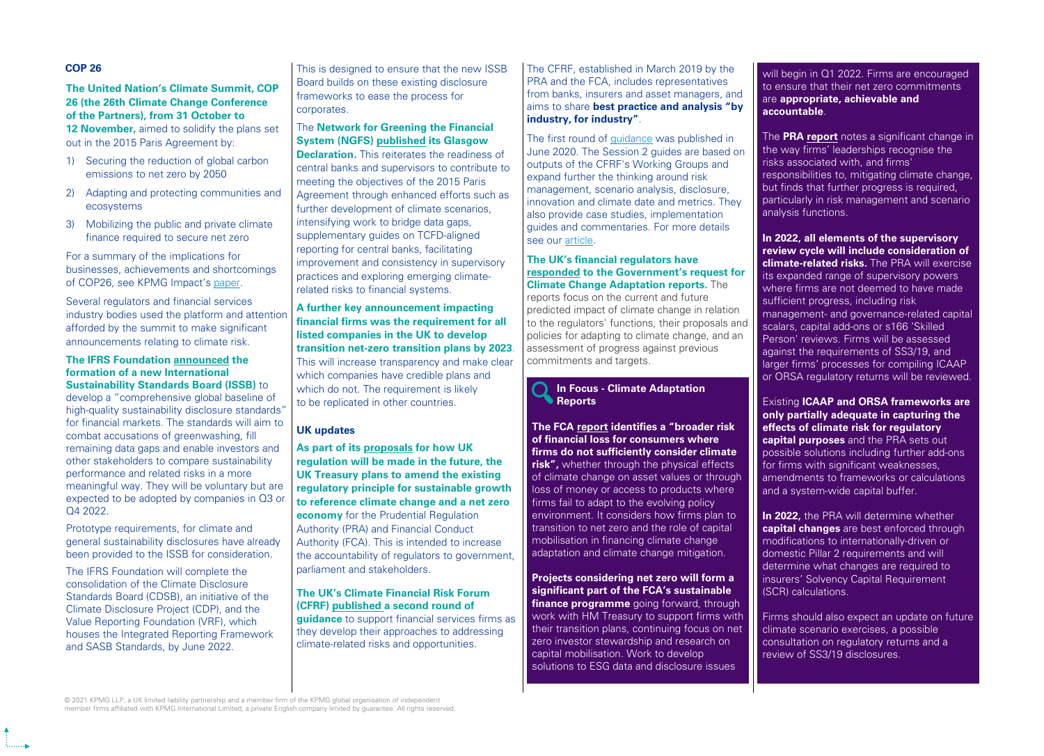## COP 26

**The United Nation's Climate Summit, COP 26 (the 26th Climate Change Conference of the Partners), from 31 October to 12 November,** aimed to solidify the plans set out in the 2015 Paris Agreement by:

1) Securing the reduction of global carbon emissions to net zero by 2050
2) Adapting and protecting communities and ecosystems
3) Mobilizing the public and private climate finance required to secure net zero

For a summary of the implications for businesses, achievements and shortcomings of COP26, see KPMG Impact's paper.

Several regulators and financial services industry bodies used the platform and attention afforded by the summit to make significant announcements relating to climate risk.

**The IFRS Foundation announced the formation of a new International Sustainability Standards Board (ISSB)** to develop a "comprehensive global baseline of high-quality sustainability disclosure standards" for financial markets. The standards will aim to combat accusations of greenwashing, fill remaining data gaps and enable investors and other stakeholders to compare sustainability performance and related risks in a more meaningful way. They will be voluntary but are expected to be adopted by companies in Q3 or Q4 2022.

Prototype requirements, for climate and general sustainability disclosures have already been provided to the ISSB for consideration.

The IFRS Foundation will complete the consolidation of the Climate Disclosure Standards Board (CDSB), an initiative of the Climate Disclosure Project (CDP), and the Value Reporting Foundation (VRF), which houses the Integrated Reporting Framework and SASB Standards, by June 2022.

This is designed to ensure that the new ISSB Board builds on these existing disclosure frameworks to ease the process for corporates.

The **Network for Greening the Financial System (NGFS) published its Glasgow Declaration.** This reiterates the readiness of central banks and supervisors to contribute to meeting the objectives of the 2015 Paris Agreement through enhanced efforts such as further development of climate scenarios, intensifying work to bridge data gaps, supplementary guides on TCFD-aligned reporting for central banks, facilitating improvement and consistency in supervisory practices and exploring emerging climate-related risks to financial systems.

**A further key announcement impacting financial firms was the requirement for all listed companies in the UK to develop transition net-zero transition plans by 2023**. This will increase transparency and make clear which companies have credible plans and which do not. The requirement is likely to be replicated in other countries.

## UK updates

**As part of its proposals for how UK regulation will be made in the future, the UK Treasury plans to amend the existing regulatory principle for sustainable growth to reference climate change and a net zero economy** for the Prudential Regulation Authority (PRA) and Financial Conduct Authority (FCA). This is intended to increase the accountability of regulators to government, parliament and stakeholders.

**The UK's Climate Financial Risk Forum (CFRF) published a second round of guidance** to support financial services firms as they develop their approaches to addressing climate-related risks and opportunities.

The CFRF, established in March 2019 by the PRA and the FCA, includes representatives from banks, insurers and asset managers, and aims to share **best practice and analysis "by industry, for industry"**.

The first round of guidance was published in June 2020. The Session 2 guides are based on outputs of the CFRF's Working Groups and expand further the thinking around risk management, scenario analysis, disclosure, innovation and climate date and metrics. They also provide case studies, implementation guides and commentaries. For more details see our article.

**The UK's financial regulators have responded to the Government's request for Climate Change Adaptation reports.** The reports focus on the current and future predicted impact of climate change in relation to the regulators' functions, their proposals and policies for adapting to climate change, and an assessment of progress against previous commitments and targets.

### In Focus - Climate Adaptation Reports

**The FCA report identifies a "broader risk of financial loss for consumers where firms do not sufficiently consider climate risk",** whether through the physical effects of climate change on asset values or through loss of money or access to products where firms fail to adapt to the evolving policy environment. It considers how firms plan to transition to net zero and the role of capital mobilisation in financing climate change adaptation and climate change mitigation.

**Projects considering net zero will form a significant part of the FCA's sustainable finance programme** going forward, through work with HM Treasury to support firms with their transition plans, continuing focus on net zero investor stewardship and research on capital mobilisation. Work to develop solutions to ESG data and disclosure issues will begin in Q1 2022. Firms are encouraged to ensure that their net zero commitments are **appropriate, achievable and accountable**.

The **PRA report** notes a significant change in the way firms' leaderships recognise the risks associated with, and firms' responsibilities to, mitigating climate change, but finds that further progress is required, particularly in risk management and scenario analysis functions.

**In 2022, all elements of the supervisory review cycle will include consideration of climate-related risks.** The PRA will exercise its expanded range of supervisory powers where firms are not deemed to have made sufficient progress, including risk management- and governance-related capital scalars, capital add-ons or s166 'Skilled Person' reviews. Firms will be assessed against the requirements of SS3/19, and larger firms' processes for compiling ICAAP or ORSA regulatory returns will be reviewed.

Existing **ICAAP and ORSA frameworks are only partially adequate in capturing the effects of climate risk for regulatory capital purposes** and the PRA sets out possible solutions including further add-ons for firms with significant weaknesses, amendments to frameworks or calculations and a system-wide capital buffer.

**In 2022,** the PRA will determine whether **capital changes** are best enforced through modifications to internationally-driven or domestic Pillar 2 requirements and will determine what changes are required to insurers' Solvency Capital Requirement (SCR) calculations.

Firms should also expect an update on future climate scenario exercises, a possible consultation on regulatory returns and a review of SS3/19 disclosures.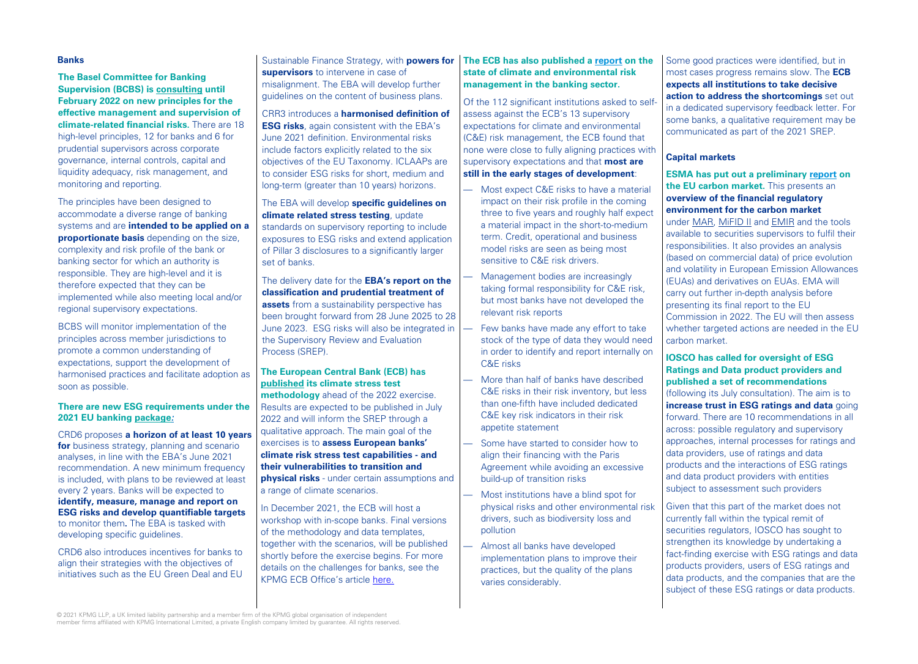## Banks

**The Basel Committee for Banking Supervision (BCBS) is consulting until February 2022 on new principles for the effective management and supervision of climate-related financial risks.** There are 18 high-level principles, 12 for banks and 6 for prudential supervisors across corporate governance, internal controls, capital and liquidity adequacy, risk management, and monitoring and reporting.

The principles have been designed to accommodate a diverse range of banking systems and are **intended to be applied on a proportionate basis** depending on the size, complexity and risk profile of the bank or banking sector for which an authority is responsible. They are high-level and it is therefore expected that they can be implemented while also meeting local and/or regional supervisory expectations.

BCBS will monitor implementation of the principles across member jurisdictions to promote a common understanding of expectations, support the development of harmonised practices and facilitate adoption as soon as possible.

**There are new ESG requirements under the 2021 EU banking package:**

CRD6 proposes **a horizon of at least 10 years for** business strategy, planning and scenario analyses, in line with the EBA's June 2021 recommendation. A new minimum frequency is included, with plans to be reviewed at least every 2 years. Banks will be expected to **identify, measure, manage and report on ESG risks and develop quantifiable targets** to monitor them**.** The EBA is tasked with developing specific guidelines.

CRD6 also introduces incentives for banks to align their strategies with the objectives of initiatives such as the EU Green Deal and EU Sustainable Finance Strategy, with **powers for supervisors** to intervene in case of misalignment. The EBA will develop further guidelines on the content of business plans.

CRR3 introduces a **harmonised definition of ESG risks**, again consistent with the EBA's June 2021 definition. Environmental risks include factors explicitly related to the six objectives of the EU Taxonomy. ICLAAPs are to consider ESG risks for short, medium and long-term (greater than 10 years) horizons.

The EBA will develop **specific guidelines on climate related stress testing**, update standards on supervisory reporting to include exposures to ESG risks and extend application of Pillar 3 disclosures to a significantly larger set of banks.

The delivery date for the **EBA's report on the classification and prudential treatment of assets** from a sustainability perspective has been brought forward from 28 June 2025 to 28 June 2023. ESG risks will also be integrated in the Supervisory Review and Evaluation Process (SREP).

**The European Central Bank (ECB) has published its climate stress test methodology** ahead of the 2022 exercise. Results are expected to be published in July 2022 and will inform the SREP through a qualitative approach. The main goal of the exercises is to **assess European banks' climate risk stress test capabilities - and their vulnerabilities to transition and physical risks** - under certain assumptions and a range of climate scenarios.

In December 2021, the ECB will host a workshop with in-scope banks. Final versions of the methodology and data templates, together with the scenarios, will be published shortly before the exercise begins. For more details on the challenges for banks, see the KPMG ECB Office's article here.

**The ECB has also published a report on the state of climate and environmental risk management in the banking sector.**

Of the 112 significant institutions asked to self-assess against the ECB's 13 supervisory expectations for climate and environmental (C&E) risk management, the ECB found that none were close to fully aligning practices with supervisory expectations and that **most are still in the early stages of development**:

- Most expect C&E risks to have a material impact on their risk profile in the coming three to five years and roughly half expect a material impact in the short-to-medium term. Credit, operational and business model risks are seen as being most sensitive to C&E risk drivers.
- Management bodies are increasingly taking formal responsibility for C&E risk, but most banks have not developed the relevant risk reports
- Few banks have made any effort to take stock of the type of data they would need in order to identify and report internally on C&E risks
- More than half of banks have described C&E risks in their risk inventory, but less than one-fifth have included dedicated C&E key risk indicators in their risk appetite statement
- Some have started to consider how to align their financing with the Paris Agreement while avoiding an excessive build-up of transition risks
- Most institutions have a blind spot for physical risks and other environmental risk drivers, such as biodiversity loss and pollution
- Almost all banks have developed implementation plans to improve their practices, but the quality of the plans varies considerably.

Some good practices were identified, but in most cases progress remains slow. The **ECB expects all institutions to take decisive action to address the shortcomings** set out in a dedicated supervisory feedback letter. For some banks, a qualitative requirement may be communicated as part of the 2021 SREP.

## Capital markets

**ESMA has put out a preliminary report on the EU carbon market.** This presents an **overview of the financial regulatory environment for the carbon market** under MAR, MiFID II and EMIR and the tools available to securities supervisors to fulfil their responsibilities. It also provides an analysis (based on commercial data) of price evolution and volatility in European Emission Allowances (EUAs) and derivatives on EUAs. EMA will carry out further in-depth analysis before presenting its final report to the EU Commission in 2022. The EU will then assess whether targeted actions are needed in the EU carbon market.

**IOSCO has called for oversight of ESG Ratings and Data product providers and published a set of recommendations** (following its July consultation). The aim is to **increase trust in ESG ratings and data** going forward. There are 10 recommendations in all across: possible regulatory and supervisory approaches, internal processes for ratings and data providers, use of ratings and data products and the interactions of ESG ratings and data product providers with entities subject to assessment such providers

Given that this part of the market does not currently fall within the typical remit of securities regulators, IOSCO has sought to strengthen its knowledge by undertaking a fact-finding exercise with ESG ratings and data products providers, users of ESG ratings and data products, and the companies that are the subject of these ESG ratings or data products.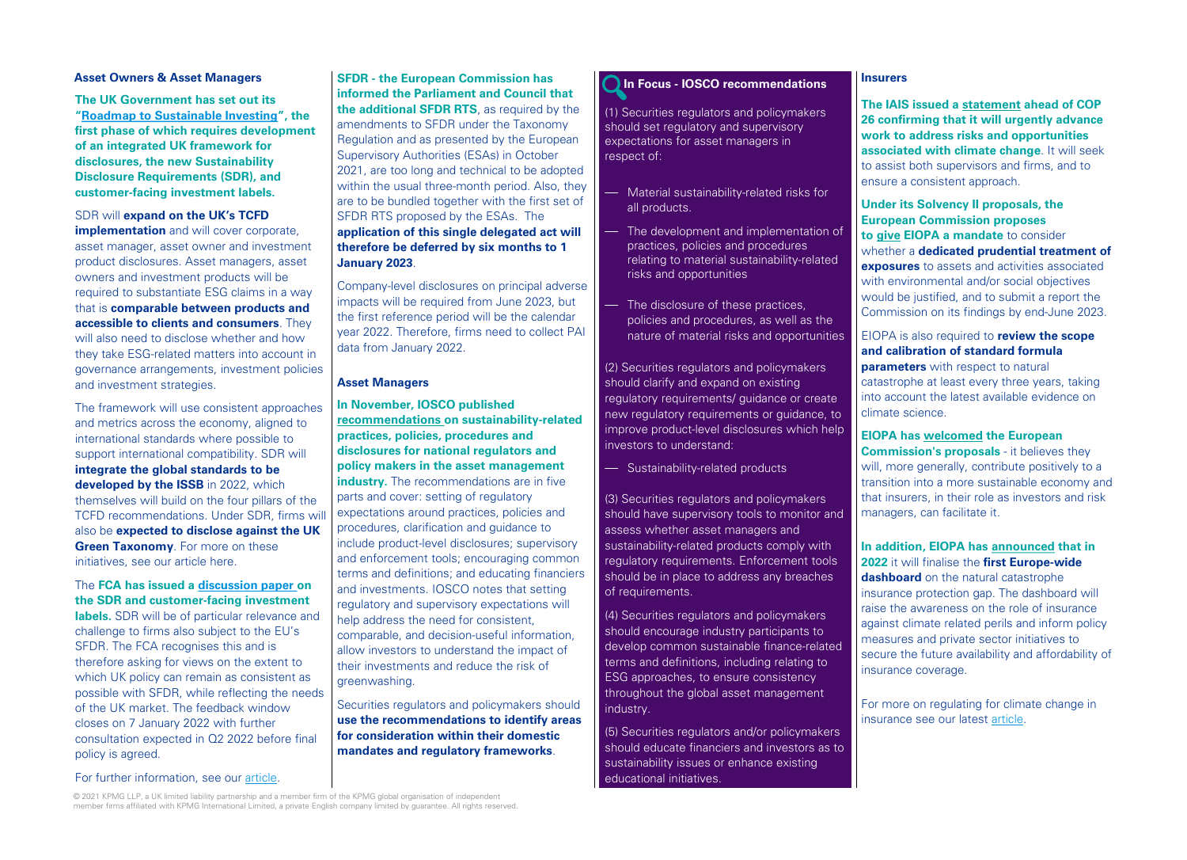### Asset Owners & Asset Managers

**The UK Government has set out its "Roadmap to Sustainable Investing", the first phase of which requires development of an integrated UK framework for disclosures, the new Sustainability Disclosure Requirements (SDR), and customer-facing investment labels.**

SDR will **expand on the UK's TCFD implementation** and will cover corporate, asset manager, asset owner and investment product disclosures. Asset managers, asset owners and investment products will be required to substantiate ESG claims in a way that is **comparable between products and accessible to clients and consumers**. They will also need to disclose whether and how they take ESG-related matters into account in governance arrangements, investment policies and investment strategies.

The framework will use consistent approaches and metrics across the economy, aligned to international standards where possible to support international compatibility. SDR will **integrate the global standards to be developed by the ISSB** in 2022, which themselves will build on the four pillars of the TCFD recommendations. Under SDR, firms will also be **expected to disclose against the UK Green Taxonomy**. For more on these initiatives, see our article here.

The **FCA has issued a discussion paper on the SDR and customer-facing investment labels.** SDR will be of particular relevance and challenge to firms also subject to the EU's SFDR. The FCA recognises this and is therefore asking for views on the extent to which UK policy can remain as consistent as possible with SFDR, while reflecting the needs of the UK market. The feedback window closes on 7 January 2022 with further consultation expected in Q2 2022 before final policy is agreed.

For further information, see our article.

**SFDR - the European Commission has informed the Parliament and Council that the additional SFDR RTS**, as required by the amendments to SFDR under the Taxonomy Regulation and as presented by the European Supervisory Authorities (ESAs) in October 2021, are too long and technical to be adopted within the usual three-month period. Also, they are to be bundled together with the first set of SFDR RTS proposed by the ESAs. The **application of this single delegated act will therefore be deferred by six months to 1 January 2023**.

Company-level disclosures on principal adverse impacts will be required from June 2023, but the first reference period will be the calendar year 2022. Therefore, firms need to collect PAI data from January 2022.

### Asset Managers

**In November, IOSCO published recommendations on sustainability-related practices, policies, procedures and disclosures for national regulators and policy makers in the asset management industry.** The recommendations are in five parts and cover: setting of regulatory expectations around practices, policies and procedures, clarification and guidance to include product-level disclosures; supervisory and enforcement tools; encouraging common terms and definitions; and educating financiers and investments. IOSCO notes that setting regulatory and supervisory expectations will help address the need for consistent, comparable, and decision-useful information, allow investors to understand the impact of their investments and reduce the risk of greenwashing.

Securities regulators and policymakers should **use the recommendations to identify areas for consideration within their domestic mandates and regulatory frameworks**.

### In Focus - IOSCO recommendations

(1) Securities regulators and policymakers should set regulatory and supervisory expectations for asset managers in respect of:

- Material sustainability-related risks for all products.
- The development and implementation of practices, policies and procedures relating to material sustainability-related risks and opportunities
- The disclosure of these practices, policies and procedures, as well as the nature of material risks and opportunities

(2) Securities regulators and policymakers should clarify and expand on existing regulatory requirements/ guidance or create new regulatory requirements or guidance, to improve product-level disclosures which help investors to understand:

- Sustainability-related products

(3) Securities regulators and policymakers should have supervisory tools to monitor and assess whether asset managers and sustainability-related products comply with regulatory requirements. Enforcement tools should be in place to address any breaches of requirements.

(4) Securities regulators and policymakers should encourage industry participants to develop common sustainable finance-related terms and definitions, including relating to ESG approaches, to ensure consistency throughout the global asset management industry.

(5) Securities regulators and/or policymakers should educate financiers and investors as to sustainability issues or enhance existing educational initiatives.

### Insurers

**The IAIS issued a statement ahead of COP 26 confirming that it will urgently advance work to address risks and opportunities associated with climate change**. It will seek to assist both supervisors and firms, and to ensure a consistent approach.

**Under its Solvency II proposals, the European Commission proposes to give EIOPA a mandate** to consider whether a **dedicated prudential treatment of exposures** to assets and activities associated with environmental and/or social objectives would be justified, and to submit a report the Commission on its findings by end-June 2023.

EIOPA is also required to **review the scope and calibration of standard formula parameters** with respect to natural catastrophe at least every three years, taking into account the latest available evidence on climate science.

**EIOPA has welcomed the European Commission's proposals** - it believes they will, more generally, contribute positively to a transition into a more sustainable economy and that insurers, in their role as investors and risk managers, can facilitate it.

**In addition, EIOPA has announced that in 2022** it will finalise the **first Europe-wide dashboard** on the natural catastrophe insurance protection gap. The dashboard will raise the awareness on the role of insurance against climate related perils and inform policy measures and private sector initiatives to secure the future availability and affordability of insurance coverage.

For more on regulating for climate change in insurance see our latest article.

© 2021 KPMG LLP, a UK limited liability partnership and a member firm of the KPMG global organisation of independent member firms affiliated with KPMG International Limited, a private English company limited by guarantee. All rights reserved.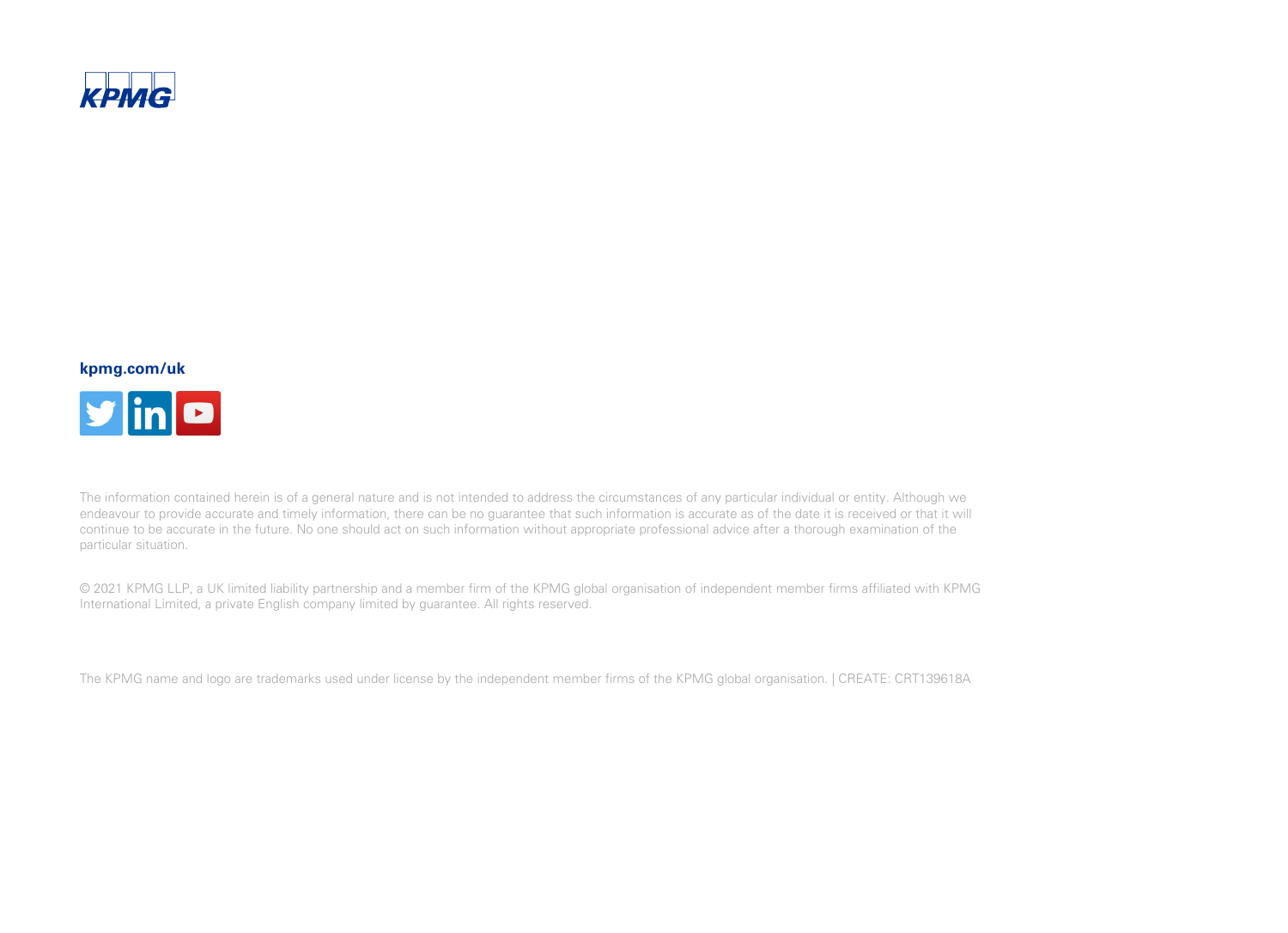**kpmg.com/uk**

The information contained herein is of a general nature and is not intended to address the circumstances of any particular individual or entity. Although we endeavour to provide accurate and timely information, there can be no guarantee that such information is accurate as of the date it is received or that it will continue to be accurate in the future. No one should act on such information without appropriate professional advice after a thorough examination of the particular situation.

© 2021 KPMG LLP, a UK limited liability partnership and a member firm of the KPMG global organisation of independent member firms affiliated with KPMG International Limited, a private English company limited by guarantee. All rights reserved.

The KPMG name and logo are trademarks used under license by the independent member firms of the KPMG global organisation. | CREATE: CRT139618A